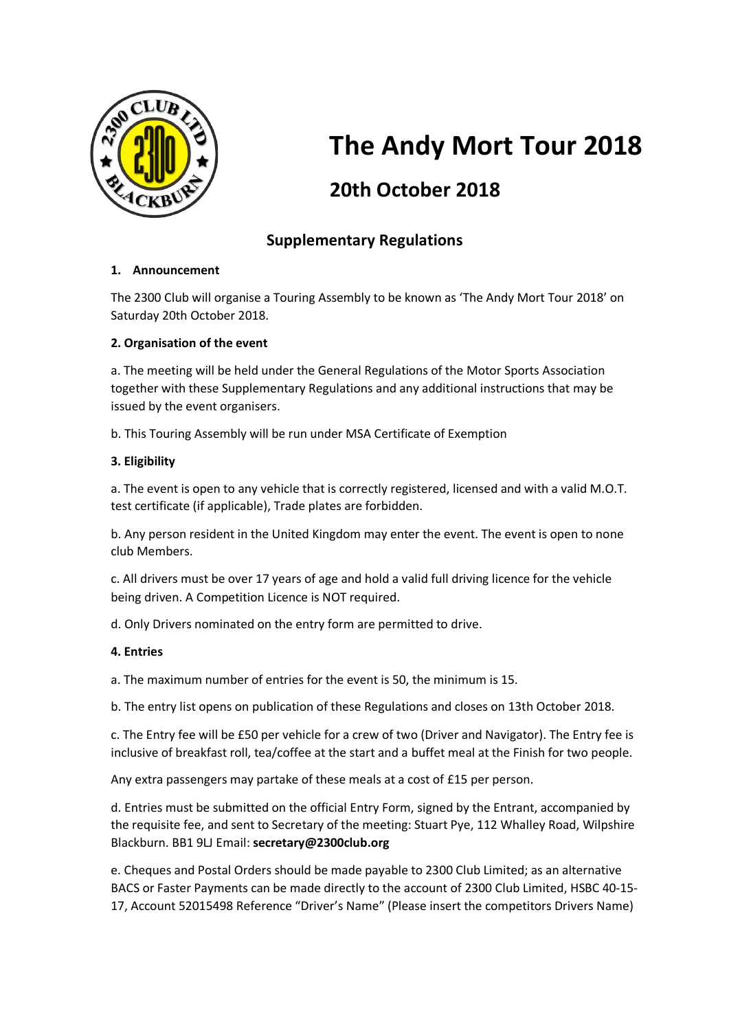# The Andy Mort Tour 2018

## 20th October 2018

### Supplementary Regulations

**1. Announcement**

The 2300 Club will organise a Touring Assembly to be known as 'The Andy Mort Tour 2018' on Saturday 20th October 2018.

**2. Organisation of the event**

a. The meeting will be held under the General Regulations of the Motor Sports Association together with these Supplementary Regulations and any additional instructions that may be issued by the event organisers.

b. This Touring Assembly will be run under MSA Certificate of Exemption

**3. Eligibility**

a. The event is open to any vehicle that is correctly registered, licensed and with a valid M.O.T. test certificate (if applicable), Trade plates are forbidden.

b. Any person resident in the United Kingdom may enter the event. The event is open to none club Members.

c. All drivers must be over 17 years of age and hold a valid full driving licence for the vehicle being driven. A Competition Licence is NOT required.

d. Only Drivers nominated on the entry form are permitted to drive.

**4. Entries**

a. The maximum number of entries for the event is 50, the minimum is 15.

b. The entry list opens on publication of these Regulations and closes on 13th October 2018.

c. The Entry fee will be £50 per vehicle for a crew of two (Driver and Navigator). The Entry fee is inclusive of breakfast roll, tea/coffee at the start and a buffet meal at the Finish for two people.

Any extra passengers may partake of these meals at a cost of £15 per person.

d. Entries must be submitted on the official Entry Form, signed by the Entrant, accompanied by the requisite fee, and sent to Secretary of the meeting: Stuart Pye, 112 Whalley Road, Wilpshire Blackburn. BB1 9LJ Email: **secretary@2300club.org**

e. Cheques and Postal Orders should be made payable to 2300 Club Limited; as an alternative BACS or Faster Payments can be made directly to the account of 2300 Club Limited, HSBC 40-15-17, Account 52015498 Reference "Driver's Name" (Please insert the competitors Drivers Name)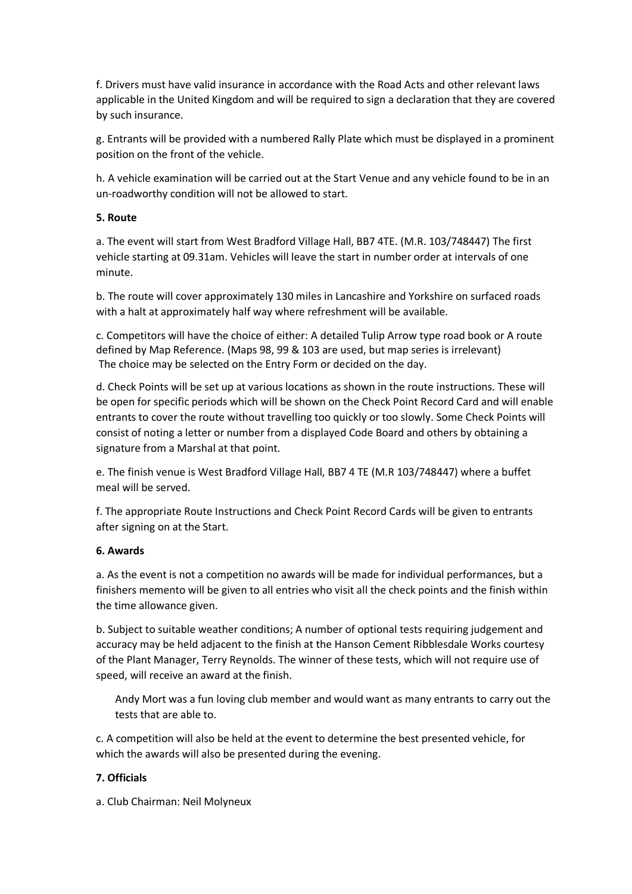f. Drivers must have valid insurance in accordance with the Road Acts and other relevant laws applicable in the United Kingdom and will be required to sign a declaration that they are covered by such insurance.

g. Entrants will be provided with a numbered Rally Plate which must be displayed in a prominent position on the front of the vehicle.

h. A vehicle examination will be carried out at the Start Venue and any vehicle found to be in an un-roadworthy condition will not be allowed to start.

**5. Route**

a. The event will start from West Bradford Village Hall, BB7 4TE. (M.R. 103/748447) The first vehicle starting at 09.31am. Vehicles will leave the start in number order at intervals of one minute.

b. The route will cover approximately 130 miles in Lancashire and Yorkshire on surfaced roads with a halt at approximately half way where refreshment will be available.

c. Competitors will have the choice of either: A detailed Tulip Arrow type road book or A route defined by Map Reference. (Maps 98, 99 & 103 are used, but map series is irrelevant) The choice may be selected on the Entry Form or decided on the day.

d. Check Points will be set up at various locations as shown in the route instructions. These will be open for specific periods which will be shown on the Check Point Record Card and will enable entrants to cover the route without travelling too quickly or too slowly. Some Check Points will consist of noting a letter or number from a displayed Code Board and others by obtaining a signature from a Marshal at that point.

e. The finish venue is West Bradford Village Hall, BB7 4 TE (M.R 103/748447) where a buffet meal will be served.

f. The appropriate Route Instructions and Check Point Record Cards will be given to entrants after signing on at the Start.

**6. Awards**

a. As the event is not a competition no awards will be made for individual performances, but a finishers memento will be given to all entries who visit all the check points and the finish within the time allowance given.

b. Subject to suitable weather conditions; A number of optional tests requiring judgement and accuracy may be held adjacent to the finish at the Hanson Cement Ribblesdale Works courtesy of the Plant Manager, Terry Reynolds. The winner of these tests, which will not require use of speed, will receive an award at the finish.

Andy Mort was a fun loving club member and would want as many entrants to carry out the tests that are able to.

c. A competition will also be held at the event to determine the best presented vehicle, for which the awards will also be presented during the evening.

**7. Officials**

a. Club Chairman: Neil Molyneux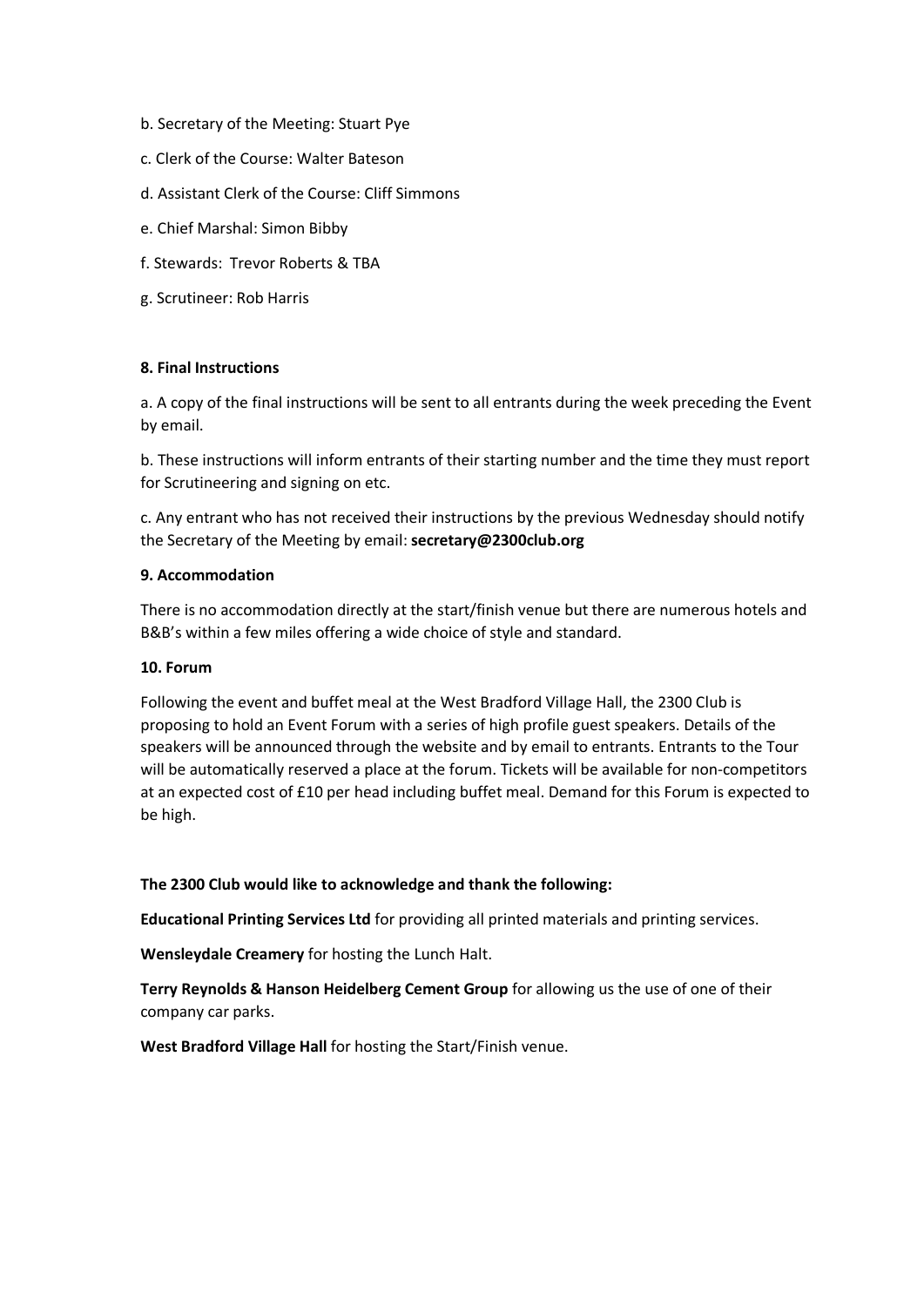b. Secretary of the Meeting: Stuart Pye

c. Clerk of the Course: Walter Bateson

d. Assistant Clerk of the Course: Cliff Simmons

e. Chief Marshal: Simon Bibby

f. Stewards: Trevor Roberts & TBA

g. Scrutineer: Rob Harris

**8. Final Instructions**

a. A copy of the final instructions will be sent to all entrants during the week preceding the Event by email.

b. These instructions will inform entrants of their starting number and the time they must report for Scrutineering and signing on etc.

c. Any entrant who has not received their instructions by the previous Wednesday should notify the Secretary of the Meeting by email: **secretary@2300club.org**

**9. Accommodation**

There is no accommodation directly at the start/finish venue but there are numerous hotels and B&B's within a few miles offering a wide choice of style and standard.

**10. Forum**

Following the event and buffet meal at the West Bradford Village Hall, the 2300 Club is proposing to hold an Event Forum with a series of high profile guest speakers. Details of the speakers will be announced through the website and by email to entrants. Entrants to the Tour will be automatically reserved a place at the forum. Tickets will be available for non-competitors at an expected cost of £10 per head including buffet meal. Demand for this Forum is expected to be high.

**The 2300 Club would like to acknowledge and thank the following:**

**Educational Printing Services Ltd** for providing all printed materials and printing services.

**Wensleydale Creamery** for hosting the Lunch Halt.

**Terry Reynolds & Hanson Heidelberg Cement Group** for allowing us the use of one of their company car parks.

**West Bradford Village Hall** for hosting the Start/Finish venue.